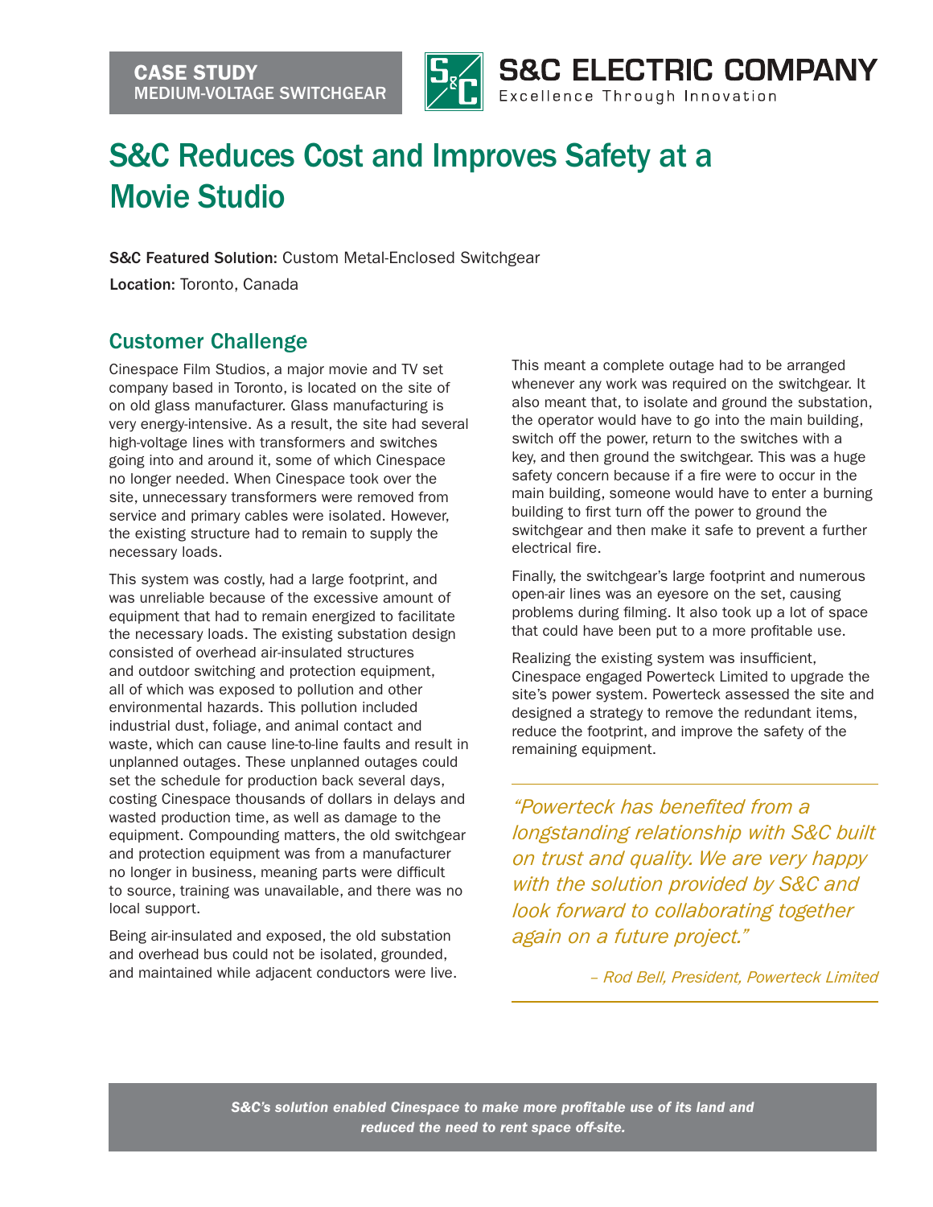CASE STUDY
MEDIUM-VOLTAGE SWITCHGEAR

S&C ELECTRIC COMPANY
Excellence Through Innovation

# S&C Reduces Cost and Improves Safety at a Movie Studio

**S&C Featured Solution:** Custom Metal-Enclosed Switchgear

**Location:** Toronto, Canada

## Customer Challenge

Cinespace Film Studios, a major movie and TV set company based in Toronto, is located on the site of on old glass manufacturer. Glass manufacturing is very energy-intensive. As a result, the site had several high-voltage lines with transformers and switches going into and around it, some of which Cinespace no longer needed. When Cinespace took over the site, unnecessary transformers were removed from service and primary cables were isolated. However, the existing structure had to remain to supply the necessary loads.

This system was costly, had a large footprint, and was unreliable because of the excessive amount of equipment that had to remain energized to facilitate the necessary loads. The existing substation design consisted of overhead air-insulated structures and outdoor switching and protection equipment, all of which was exposed to pollution and other environmental hazards. This pollution included industrial dust, foliage, and animal contact and waste, which can cause line-to-line faults and result in unplanned outages. These unplanned outages could set the schedule for production back several days, costing Cinespace thousands of dollars in delays and wasted production time, as well as damage to the equipment. Compounding matters, the old switchgear and protection equipment was from a manufacturer no longer in business, meaning parts were difficult to source, training was unavailable, and there was no local support.

Being air-insulated and exposed, the old substation and overhead bus could not be isolated, grounded, and maintained while adjacent conductors were live. This meant a complete outage had to be arranged whenever any work was required on the switchgear. It also meant that, to isolate and ground the substation, the operator would have to go into the main building, switch off the power, return to the switches with a key, and then ground the switchgear. This was a huge safety concern because if a fire were to occur in the main building, someone would have to enter a burning building to first turn off the power to ground the switchgear and then make it safe to prevent a further electrical fire.

Finally, the switchgear's large footprint and numerous open-air lines was an eyesore on the set, causing problems during filming. It also took up a lot of space that could have been put to a more profitable use.

Realizing the existing system was insufficient, Cinespace engaged Powerteck Limited to upgrade the site's power system. Powerteck assessed the site and designed a strategy to remove the redundant items, reduce the footprint, and improve the safety of the remaining equipment.

> *"Powerteck has benefited from a longstanding relationship with S&C built on trust and quality. We are very happy with the solution provided by S&C and look forward to collaborating together again on a future project."*
>
> *– Rod Bell, President, Powerteck Limited*

***S&C's solution enabled Cinespace to make more profitable use of its land and reduced the need to rent space off-site.***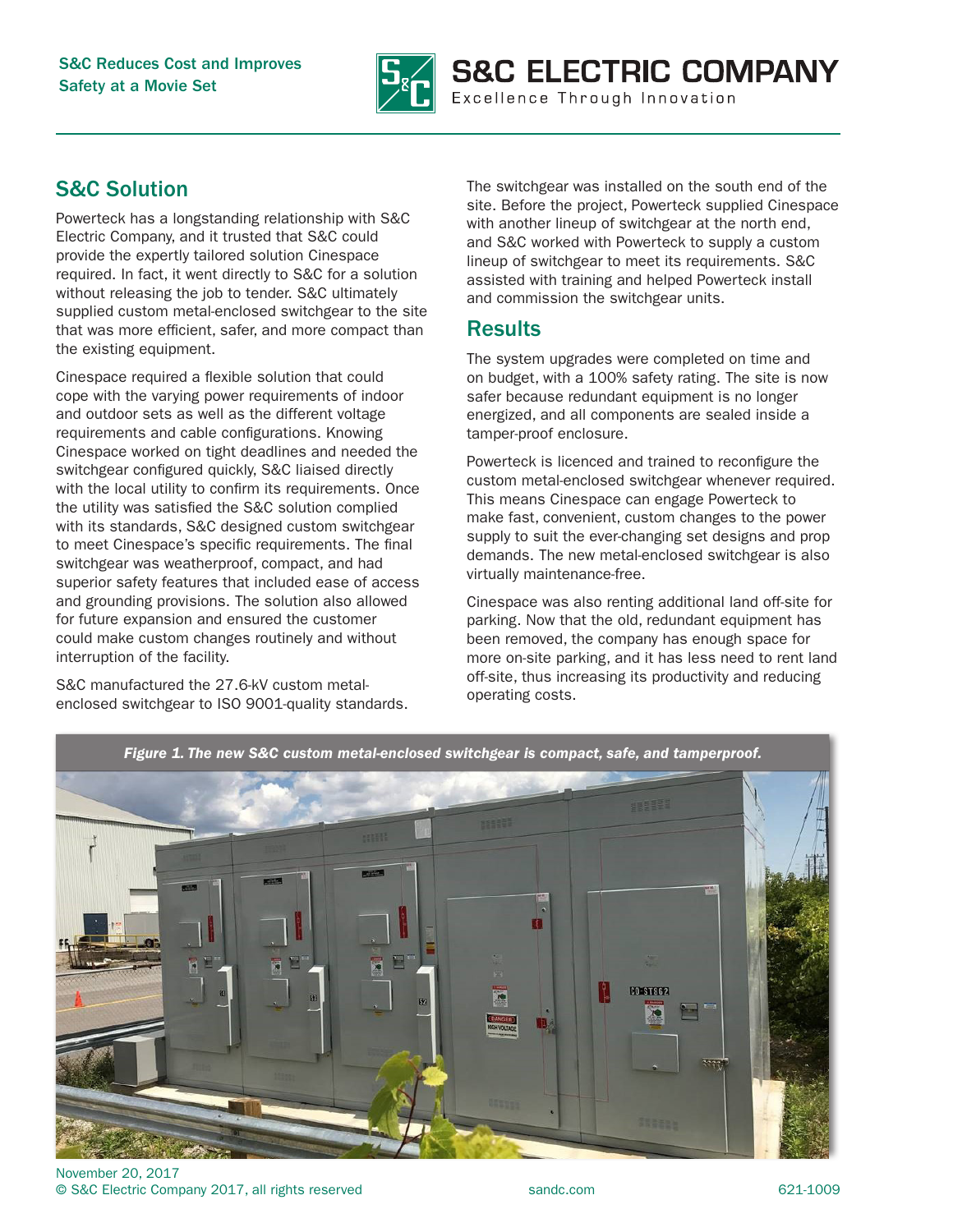## S&C Solution

Powerteck has a longstanding relationship with S&C Electric Company, and it trusted that S&C could provide the expertly tailored solution Cinespace required. In fact, it went directly to S&C for a solution without releasing the job to tender. S&C ultimately supplied custom metal-enclosed switchgear to the site that was more efficient, safer, and more compact than the existing equipment.

Cinespace required a flexible solution that could cope with the varying power requirements of indoor and outdoor sets as well as the different voltage requirements and cable configurations. Knowing Cinespace worked on tight deadlines and needed the switchgear configured quickly, S&C liaised directly with the local utility to confirm its requirements. Once the utility was satisfied the S&C solution complied with its standards, S&C designed custom switchgear to meet Cinespace's specific requirements. The final switchgear was weatherproof, compact, and had superior safety features that included ease of access and grounding provisions. The solution also allowed for future expansion and ensured the customer could make custom changes routinely and without interruption of the facility.

S&C manufactured the 27.6-kV custom metal-enclosed switchgear to ISO 9001-quality standards. The switchgear was installed on the south end of the site. Before the project, Powerteck supplied Cinespace with another lineup of switchgear at the north end, and S&C worked with Powerteck to supply a custom lineup of switchgear to meet its requirements. S&C assisted with training and helped Powerteck install and commission the switchgear units.

## Results

The system upgrades were completed on time and on budget, with a 100% safety rating. The site is now safer because redundant equipment is no longer energized, and all components are sealed inside a tamper-proof enclosure.

Powerteck is licenced and trained to reconfigure the custom metal-enclosed switchgear whenever required. This means Cinespace can engage Powerteck to make fast, convenient, custom changes to the power supply to suit the ever-changing set designs and prop demands. The new metal-enclosed switchgear is also virtually maintenance-free.

Cinespace was also renting additional land off-site for parking. Now that the old, redundant equipment has been removed, the company has enough space for more on-site parking, and it has less need to rent land off-site, thus increasing its productivity and reducing operating costs.

*Figure 1. The new S&C custom metal-enclosed switchgear is compact, safe, and tamperproof.*

November 20, 2017
© S&C Electric Company 2017, all rights reserved

sandc.com

621-1009